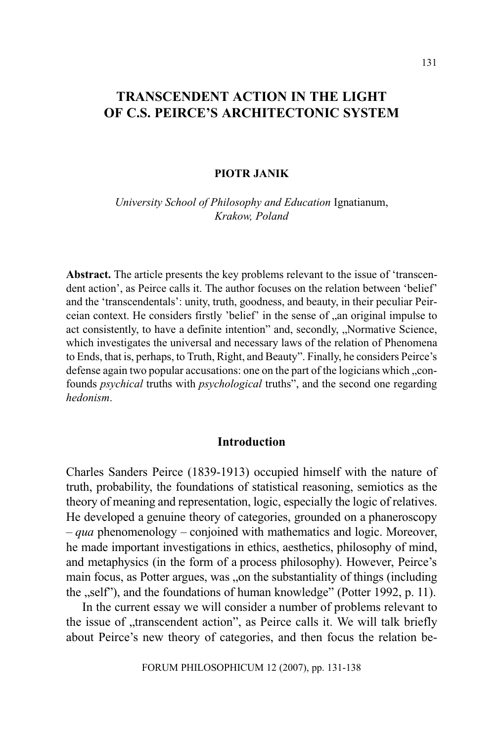# TRANSCENDENT ACTION IN THE LIGHT OF C.S. PEIRCE'S ARCHITECTONIC SYSTEM

**PIOTR JANIK**

*University School of Philosophy and Education* Ignatianum,
*Krakow, Poland*

**Abstract.** The article presents the key problems relevant to the issue of 'transcendent action', as Peirce calls it. The author focuses on the relation between 'belief' and the 'transcendentals': unity, truth, goodness, and beauty, in their peculiar Peirceian context. He considers firstly 'belief' in the sense of „an original impulse to act consistently, to have a definite intention" and, secondly, „Normative Science, which investigates the universal and necessary laws of the relation of Phenomena to Ends, that is, perhaps, to Truth, Right, and Beauty". Finally, he considers Peirce's defense again two popular accusations: one on the part of the logicians which „confounds *psychical* truths with *psychological* truths", and the second one regarding *hedonism*.

## Introduction

Charles Sanders Peirce (1839-1913) occupied himself with the nature of truth, probability, the foundations of statistical reasoning, semiotics as the theory of meaning and representation, logic, especially the logic of relatives. He developed a genuine theory of categories, grounded on a phaneroscopy – *qua* phenomenology – conjoined with mathematics and logic. Moreover, he made important investigations in ethics, aesthetics, philosophy of mind, and metaphysics (in the form of a process philosophy). However, Peirce's main focus, as Potter argues, was „on the substantiality of things (including the „self"), and the foundations of human knowledge" (Potter 1992, p. 11).

In the current essay we will consider a number of problems relevant to the issue of „transcendent action", as Peirce calls it. We will talk briefly about Peirce's new theory of categories, and then focus the relation be-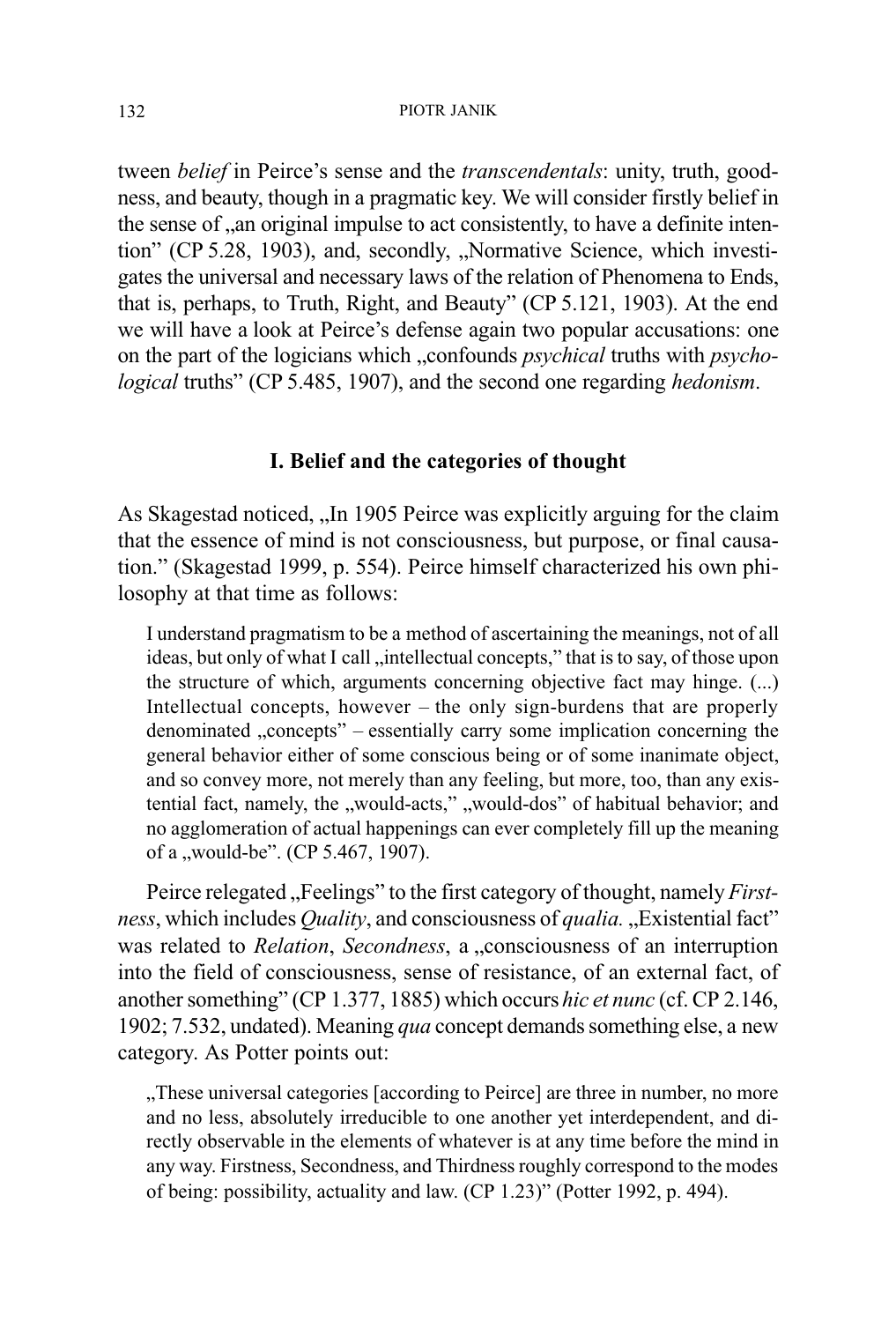tween *belief* in Peirce's sense and the *transcendentals*: unity, truth, goodness, and beauty, though in a pragmatic key. We will consider firstly belief in the sense of „an original impulse to act consistently, to have a definite intention" (CP 5.28, 1903), and, secondly, „Normative Science, which investigates the universal and necessary laws of the relation of Phenomena to Ends, that is, perhaps, to Truth, Right, and Beauty" (CP 5.121, 1903). At the end we will have a look at Peirce's defense again two popular accusations: one on the part of the logicians which „confounds *psychical* truths with *psychological* truths" (CP 5.485, 1907), and the second one regarding *hedonism*.

## I. Belief and the categories of thought

As Skagestad noticed, „In 1905 Peirce was explicitly arguing for the claim that the essence of mind is not consciousness, but purpose, or final causation." (Skagestad 1999, p. 554). Peirce himself characterized his own philosophy at that time as follows:

> I understand pragmatism to be a method of ascertaining the meanings, not of all ideas, but only of what I call „intellectual concepts," that is to say, of those upon the structure of which, arguments concerning objective fact may hinge. (...) Intellectual concepts, however – the only sign-burdens that are properly denominated „concepts" – essentially carry some implication concerning the general behavior either of some conscious being or of some inanimate object, and so convey more, not merely than any feeling, but more, too, than any existential fact, namely, the „would-acts," „would-dos" of habitual behavior; and no agglomeration of actual happenings can ever completely fill up the meaning of a „would-be". (CP 5.467, 1907).

Peirce relegated „Feelings" to the first category of thought, namely *Firstness*, which includes *Quality*, and consciousness of *qualia.* „Existential fact" was related to *Relation*, *Secondness*, a „consciousness of an interruption into the field of consciousness, sense of resistance, of an external fact, of another something" (CP 1.377, 1885) which occurs *hic et nunc* (cf. CP 2.146, 1902; 7.532, undated). Meaning *qua* concept demands something else, a new category. As Potter points out:

> „These universal categories [according to Peirce] are three in number, no more and no less, absolutely irreducible to one another yet interdependent, and directly observable in the elements of whatever is at any time before the mind in any way. Firstness, Secondness, and Thirdness roughly correspond to the modes of being: possibility, actuality and law. (CP 1.23)" (Potter 1992, p. 494).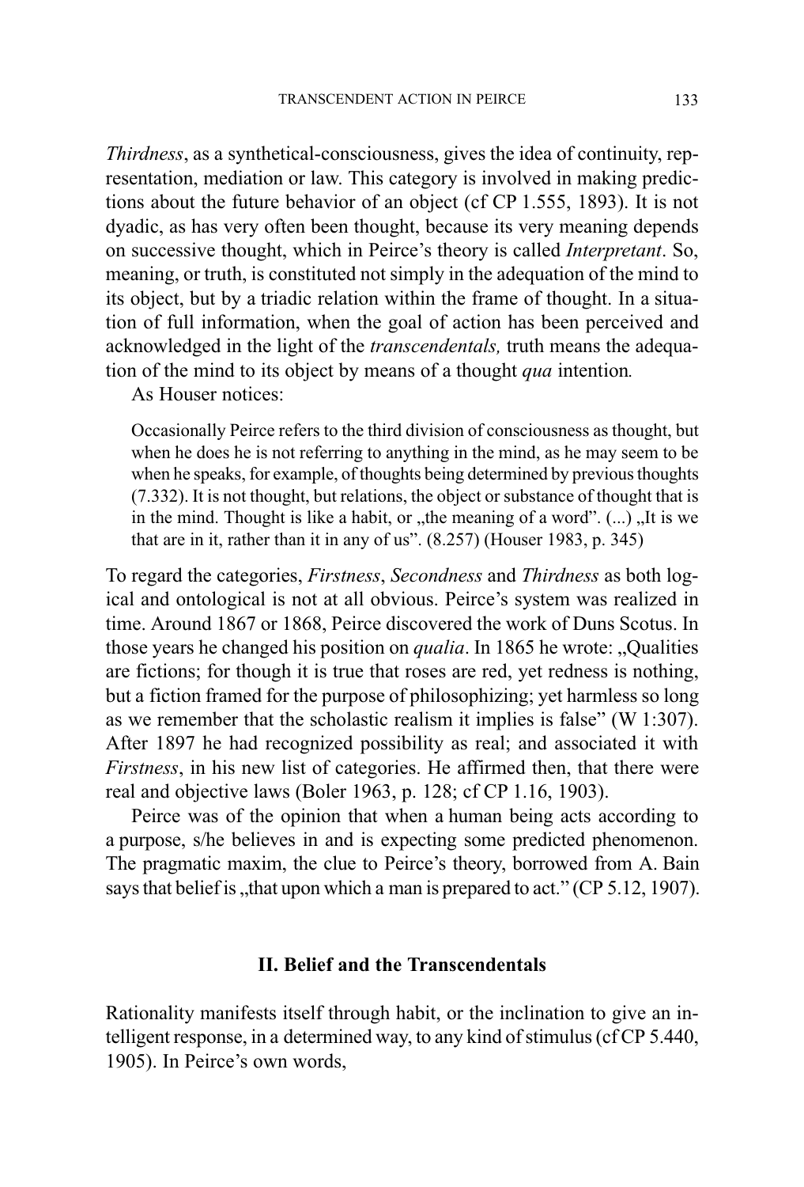*Thirdness*, as a synthetical-consciousness, gives the idea of continuity, representation, mediation or law. This category is involved in making predictions about the future behavior of an object (cf CP 1.555, 1893). It is not dyadic, as has very often been thought, because its very meaning depends on successive thought, which in Peirce's theory is called *Interpretant*. So, meaning, or truth, is constituted not simply in the adequation of the mind to its object, but by a triadic relation within the frame of thought. In a situation of full information, when the goal of action has been perceived and acknowledged in the light of the *transcendentals,* truth means the adequation of the mind to its object by means of a thought *qua* intention.

As Houser notices:

> Occasionally Peirce refers to the third division of consciousness as thought, but when he does he is not referring to anything in the mind, as he may seem to be when he speaks, for example, of thoughts being determined by previous thoughts (7.332). It is not thought, but relations, the object or substance of thought that is in the mind. Thought is like a habit, or „the meaning of a word". (...) „It is we that are in it, rather than it in any of us". (8.257) (Houser 1983, p. 345)

To regard the categories, *Firstness*, *Secondness* and *Thirdness* as both logical and ontological is not at all obvious. Peirce's system was realized in time. Around 1867 or 1868, Peirce discovered the work of Duns Scotus. In those years he changed his position on *qualia*. In 1865 he wrote: „Qualities are fictions; for though it is true that roses are red, yet redness is nothing, but a fiction framed for the purpose of philosophizing; yet harmless so long as we remember that the scholastic realism it implies is false" (W 1:307). After 1897 he had recognized possibility as real; and associated it with *Firstness*, in his new list of categories. He affirmed then, that there were real and objective laws (Boler 1963, p. 128; cf CP 1.16, 1903).

Peirce was of the opinion that when a human being acts according to a purpose, s/he believes in and is expecting some predicted phenomenon. The pragmatic maxim, the clue to Peirce's theory, borrowed from A. Bain says that belief is „that upon which a man is prepared to act." (CP 5.12, 1907).

## II. Belief and the Transcendentals

Rationality manifests itself through habit, or the inclination to give an intelligent response, in a determined way, to any kind of stimulus (cf CP 5.440, 1905). In Peirce's own words,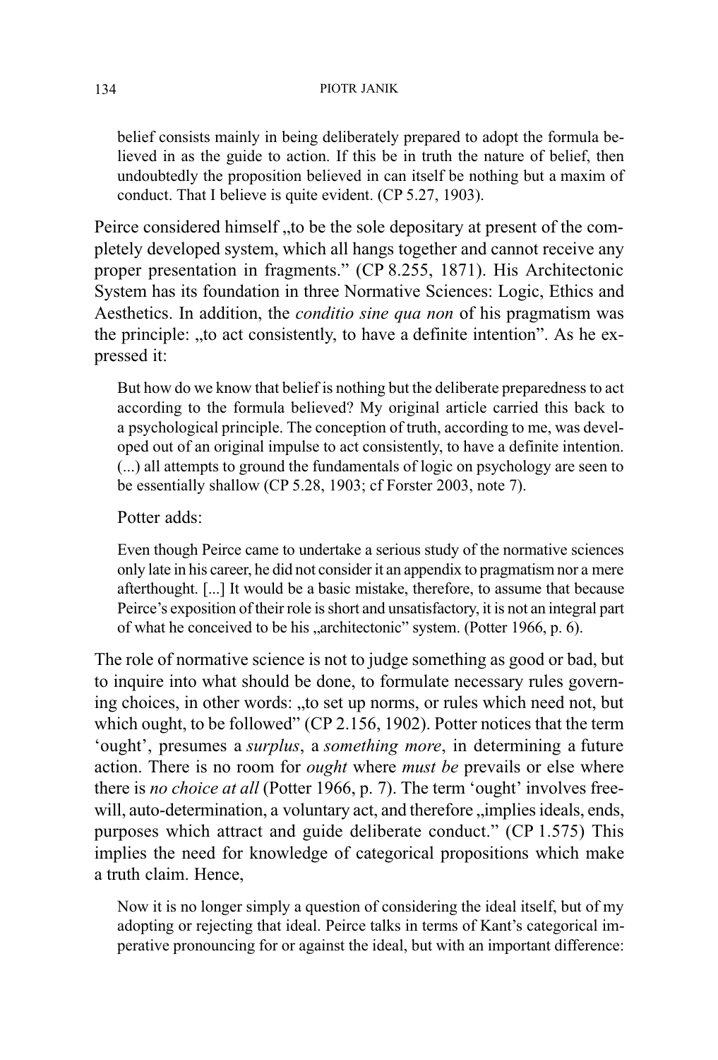> belief consists mainly in being deliberately prepared to adopt the formula believed in as the guide to action. If this be in truth the nature of belief, then undoubtedly the proposition believed in can itself be nothing but a maxim of conduct. That I believe is quite evident. (CP 5.27, 1903).

Peirce considered himself „to be the sole depositary at present of the completely developed system, which all hangs together and cannot receive any proper presentation in fragments." (CP 8.255, 1871). His Architectonic System has its foundation in three Normative Sciences: Logic, Ethics and Aesthetics. In addition, the *conditio sine qua non* of his pragmatism was the principle: „to act consistently, to have a definite intention". As he expressed it:

> But how do we know that belief is nothing but the deliberate preparedness to act according to the formula believed? My original article carried this back to a psychological principle. The conception of truth, according to me, was developed out of an original impulse to act consistently, to have a definite intention. (...) all attempts to ground the fundamentals of logic on psychology are seen to be essentially shallow (CP 5.28, 1903; cf Forster 2003, note 7).

Potter adds:

> Even though Peirce came to undertake a serious study of the normative sciences only late in his career, he did not consider it an appendix to pragmatism nor a mere afterthought. [...] It would be a basic mistake, therefore, to assume that because Peirce's exposition of their role is short and unsatisfactory, it is not an integral part of what he conceived to be his „architectonic" system. (Potter 1966, p. 6).

The role of normative science is not to judge something as good or bad, but to inquire into what should be done, to formulate necessary rules governing choices, in other words: „to set up norms, or rules which need not, but which ought, to be followed" (CP 2.156, 1902). Potter notices that the term 'ought', presumes a *surplus*, a *something more*, in determining a future action. There is no room for *ought* where *must be* prevails or else where there is *no choice at all* (Potter 1966, p. 7). The term 'ought' involves free-will, auto-determination, a voluntary act, and therefore „implies ideals, ends, purposes which attract and guide deliberate conduct." (CP 1.575) This implies the need for knowledge of categorical propositions which make a truth claim. Hence,

> Now it is no longer simply a question of considering the ideal itself, but of my adopting or rejecting that ideal. Peirce talks in terms of Kant's categorical imperative pronouncing for or against the ideal, but with an important difference: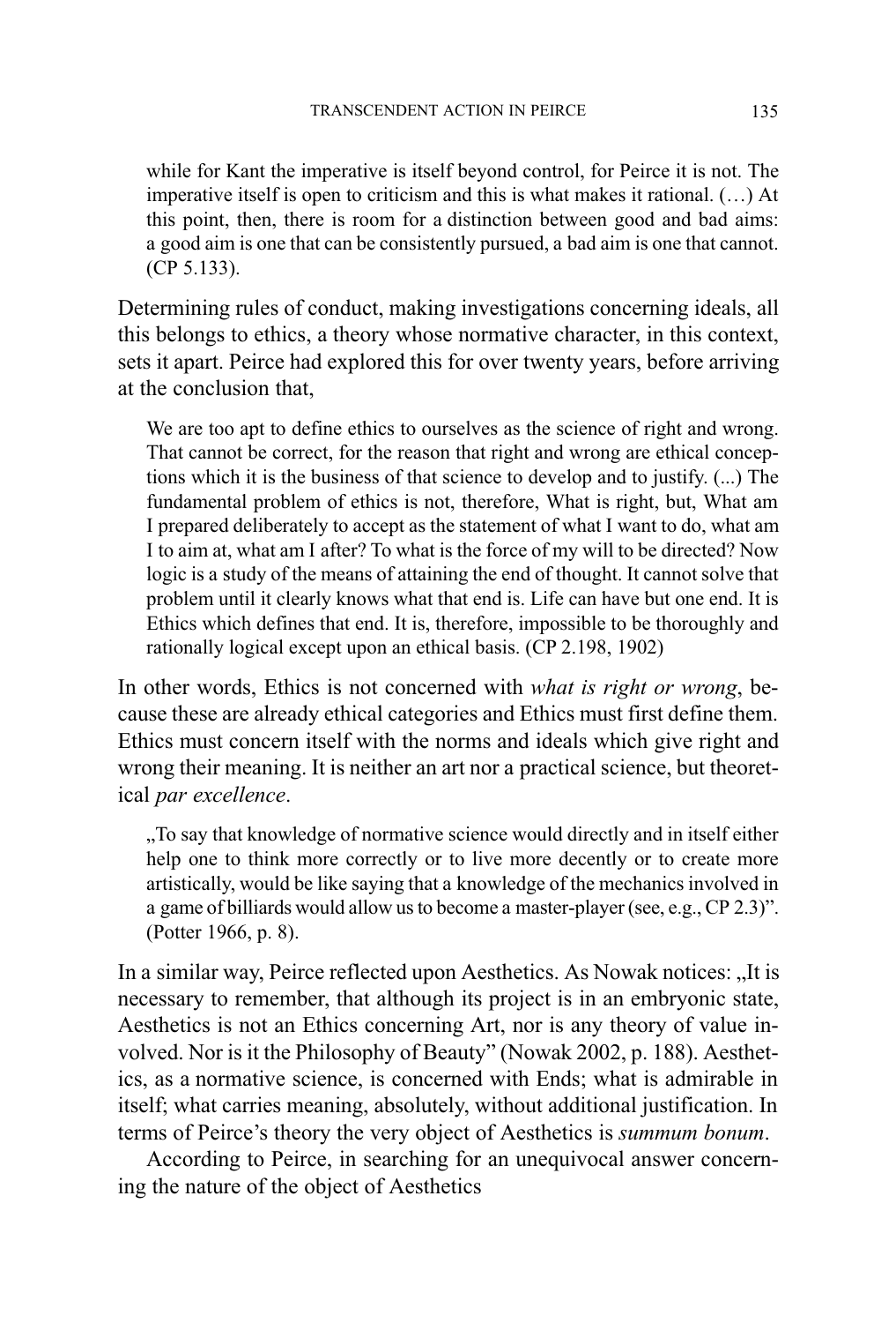> while for Kant the imperative is itself beyond control, for Peirce it is not. The imperative itself is open to criticism and this is what makes it rational. (…) At this point, then, there is room for a distinction between good and bad aims: a good aim is one that can be consistently pursued, a bad aim is one that cannot. (CP 5.133).

Determining rules of conduct, making investigations concerning ideals, all this belongs to ethics, a theory whose normative character, in this context, sets it apart. Peirce had explored this for over twenty years, before arriving at the conclusion that,

> We are too apt to define ethics to ourselves as the science of right and wrong. That cannot be correct, for the reason that right and wrong are ethical conceptions which it is the business of that science to develop and to justify. (...) The fundamental problem of ethics is not, therefore, What is right, but, What am I prepared deliberately to accept as the statement of what I want to do, what am I to aim at, what am I after? To what is the force of my will to be directed? Now logic is a study of the means of attaining the end of thought. It cannot solve that problem until it clearly knows what that end is. Life can have but one end. It is Ethics which defines that end. It is, therefore, impossible to be thoroughly and rationally logical except upon an ethical basis. (CP 2.198, 1902)

In other words, Ethics is not concerned with *what is right or wrong*, because these are already ethical categories and Ethics must first define them. Ethics must concern itself with the norms and ideals which give right and wrong their meaning. It is neither an art nor a practical science, but theoretical *par excellence*.

> „To say that knowledge of normative science would directly and in itself either help one to think more correctly or to live more decently or to create more artistically, would be like saying that a knowledge of the mechanics involved in a game of billiards would allow us to become a master-player (see, e.g., CP 2.3)". (Potter 1966, p. 8).

In a similar way, Peirce reflected upon Aesthetics. As Nowak notices: „It is necessary to remember, that although its project is in an embryonic state, Aesthetics is not an Ethics concerning Art, nor is any theory of value involved. Nor is it the Philosophy of Beauty" (Nowak 2002, p. 188). Aesthetics, as a normative science, is concerned with Ends; what is admirable in itself; what carries meaning, absolutely, without additional justification. In terms of Peirce's theory the very object of Aesthetics is *summum bonum*.

According to Peirce, in searching for an unequivocal answer concerning the nature of the object of Aesthetics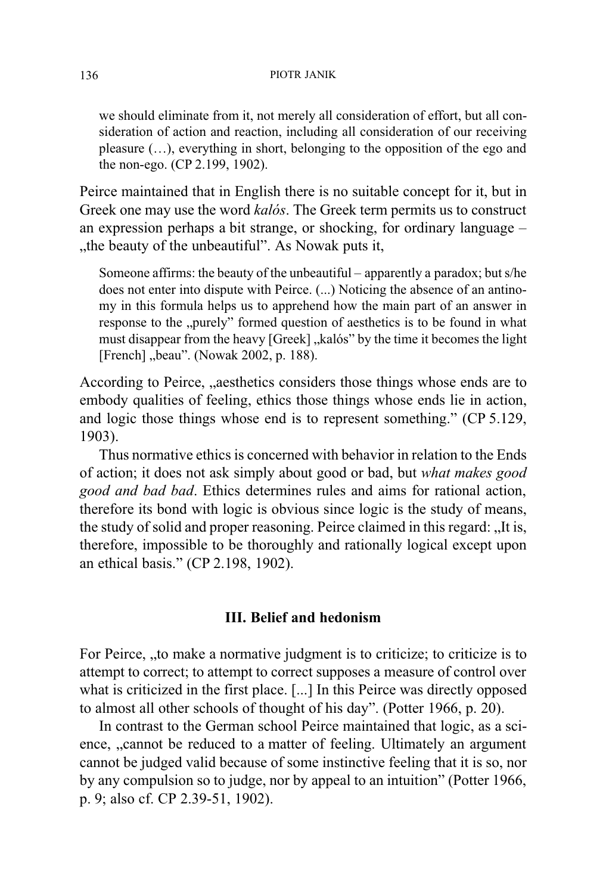> we should eliminate from it, not merely all consideration of effort, but all consideration of action and reaction, including all consideration of our receiving pleasure (…), everything in short, belonging to the opposition of the ego and the non-ego. (CP 2.199, 1902).

Peirce maintained that in English there is no suitable concept for it, but in Greek one may use the word *kalós*. The Greek term permits us to construct an expression perhaps a bit strange, or shocking, for ordinary language – „the beauty of the unbeautiful". As Nowak puts it,

> Someone affirms: the beauty of the unbeautiful – apparently a paradox; but s/he does not enter into dispute with Peirce. (...) Noticing the absence of an antinomy in this formula helps us to apprehend how the main part of an answer in response to the „purely" formed question of aesthetics is to be found in what must disappear from the heavy [Greek] „kalós" by the time it becomes the light [French] „beau". (Nowak 2002, p. 188).

According to Peirce, „aesthetics considers those things whose ends are to embody qualities of feeling, ethics those things whose ends lie in action, and logic those things whose end is to represent something." (CP 5.129, 1903).

Thus normative ethics is concerned with behavior in relation to the Ends of action; it does not ask simply about good or bad, but *what makes good good and bad bad*. Ethics determines rules and aims for rational action, therefore its bond with logic is obvious since logic is the study of means, the study of solid and proper reasoning. Peirce claimed in this regard: „It is, therefore, impossible to be thoroughly and rationally logical except upon an ethical basis." (CP 2.198, 1902).

## III. Belief and hedonism

For Peirce, „to make a normative judgment is to criticize; to criticize is to attempt to correct; to attempt to correct supposes a measure of control over what is criticized in the first place. [...] In this Peirce was directly opposed to almost all other schools of thought of his day". (Potter 1966, p. 20).

In contrast to the German school Peirce maintained that logic, as a science, „cannot be reduced to a matter of feeling. Ultimately an argument cannot be judged valid because of some instinctive feeling that it is so, nor by any compulsion so to judge, nor by appeal to an intuition" (Potter 1966, p. 9; also cf. CP 2.39-51, 1902).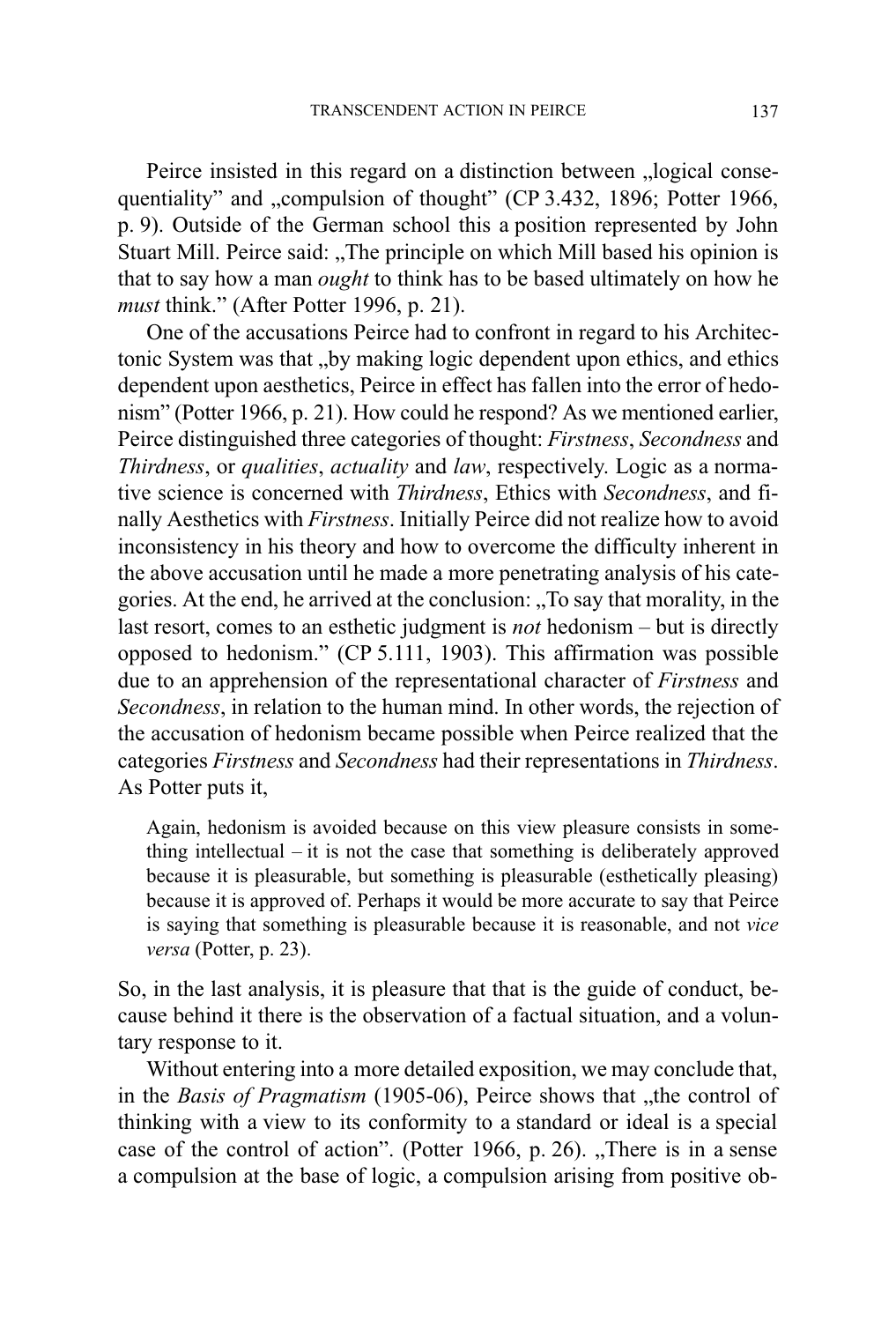Peirce insisted in this regard on a distinction between „logical consequentiality" and „compulsion of thought" (CP 3.432, 1896; Potter 1966, p. 9). Outside of the German school this a position represented by John Stuart Mill. Peirce said: „The principle on which Mill based his opinion is that to say how a man *ought* to think has to be based ultimately on how he *must* think." (After Potter 1996, p. 21).

One of the accusations Peirce had to confront in regard to his Architectonic System was that „by making logic dependent upon ethics, and ethics dependent upon aesthetics, Peirce in effect has fallen into the error of hedonism" (Potter 1966, p. 21). How could he respond? As we mentioned earlier, Peirce distinguished three categories of thought: *Firstness*, *Secondness* and *Thirdness*, or *qualities*, *actuality* and *law*, respectively. Logic as a normative science is concerned with *Thirdness*, Ethics with *Secondness*, and finally Aesthetics with *Firstness*. Initially Peirce did not realize how to avoid inconsistency in his theory and how to overcome the difficulty inherent in the above accusation until he made a more penetrating analysis of his categories. At the end, he arrived at the conclusion: „To say that morality, in the last resort, comes to an esthetic judgment is *not* hedonism – but is directly opposed to hedonism." (CP 5.111, 1903). This affirmation was possible due to an apprehension of the representational character of *Firstness* and *Secondness*, in relation to the human mind. In other words, the rejection of the accusation of hedonism became possible when Peirce realized that the categories *Firstness* and *Secondness* had their representations in *Thirdness*. As Potter puts it,

> Again, hedonism is avoided because on this view pleasure consists in something intellectual – it is not the case that something is deliberately approved because it is pleasurable, but something is pleasurable (esthetically pleasing) because it is approved of. Perhaps it would be more accurate to say that Peirce is saying that something is pleasurable because it is reasonable, and not *vice versa* (Potter, p. 23).

So, in the last analysis, it is pleasure that that is the guide of conduct, because behind it there is the observation of a factual situation, and a voluntary response to it.

Without entering into a more detailed exposition, we may conclude that, in the *Basis of Pragmatism* (1905-06), Peirce shows that „the control of thinking with a view to its conformity to a standard or ideal is a special case of the control of action". (Potter 1966, p. 26). „There is in a sense a compulsion at the base of logic, a compulsion arising from positive ob-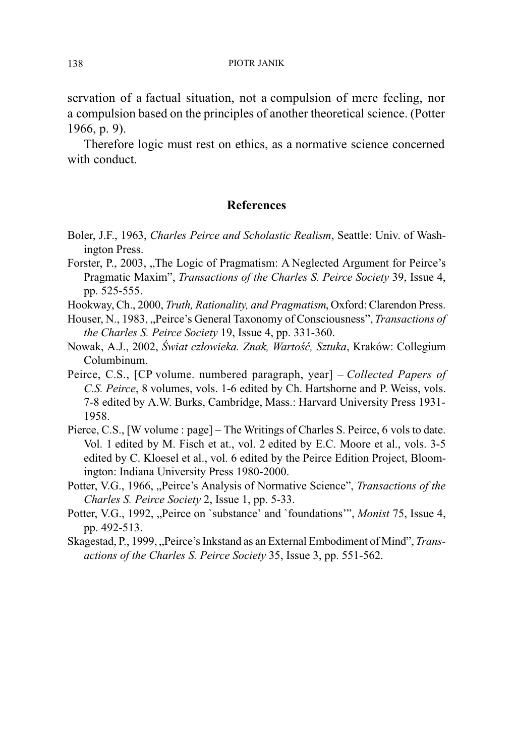servation of a factual situation, not a compulsion of mere feeling, nor a compulsion based on the principles of another theoretical science. (Potter 1966, p. 9).

Therefore logic must rest on ethics, as a normative science concerned with conduct.

## References

Boler, J.F., 1963, *Charles Peirce and Scholastic Realism*, Seattle: Univ. of Washington Press.

Forster, P., 2003, „The Logic of Pragmatism: A Neglected Argument for Peirce's Pragmatic Maxim", *Transactions of the Charles S. Peirce Society* 39, Issue 4, pp. 525-555.

Hookway, Ch., 2000, *Truth, Rationality, and Pragmatism*, Oxford: Clarendon Press.

Houser, N., 1983, „Peirce's General Taxonomy of Consciousness", *Transactions of the Charles S. Peirce Society* 19, Issue 4, pp. 331-360.

Nowak, A.J., 2002, *Świat człowieka. Znak, Wartość, Sztuka*, Kraków: Collegium Columbinum.

Peirce, C.S., [CP volume. numbered paragraph, year] – *Collected Papers of C.S. Peirce*, 8 volumes, vols. 1-6 edited by Ch. Hartshorne and P. Weiss, vols. 7-8 edited by A.W. Burks, Cambridge, Mass.: Harvard University Press 1931-1958.

Pierce, C.S., [W volume : page] – The Writings of Charles S. Peirce, 6 vols to date. Vol. 1 edited by M. Fisch et at., vol. 2 edited by E.C. Moore et al., vols. 3-5 edited by C. Kloesel et al., vol. 6 edited by the Peirce Edition Project, Bloomington: Indiana University Press 1980-2000.

Potter, V.G., 1966, „Peirce's Analysis of Normative Science", *Transactions of the Charles S. Peirce Society* 2, Issue 1, pp. 5-33.

Potter, V.G., 1992, „Peirce on `substance' and `foundations'", *Monist* 75, Issue 4, pp. 492-513.

Skagestad, P., 1999, „Peirce's Inkstand as an External Embodiment of Mind", *Transactions of the Charles S. Peirce Society* 35, Issue 3, pp. 551-562.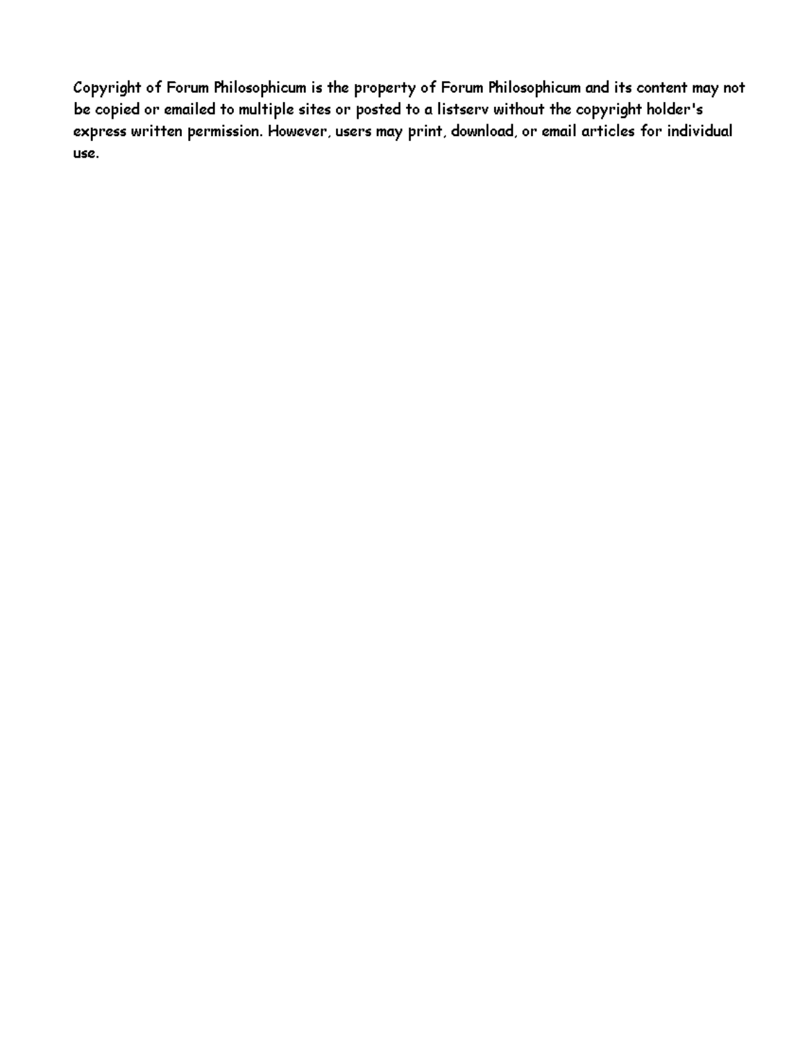Copyright of Forum Philosophicum is the property of Forum Philosophicum and its content may not be copied or emailed to multiple sites or posted to a listserv without the copyright holder's express written permission. However, users may print, download, or email articles for individual use.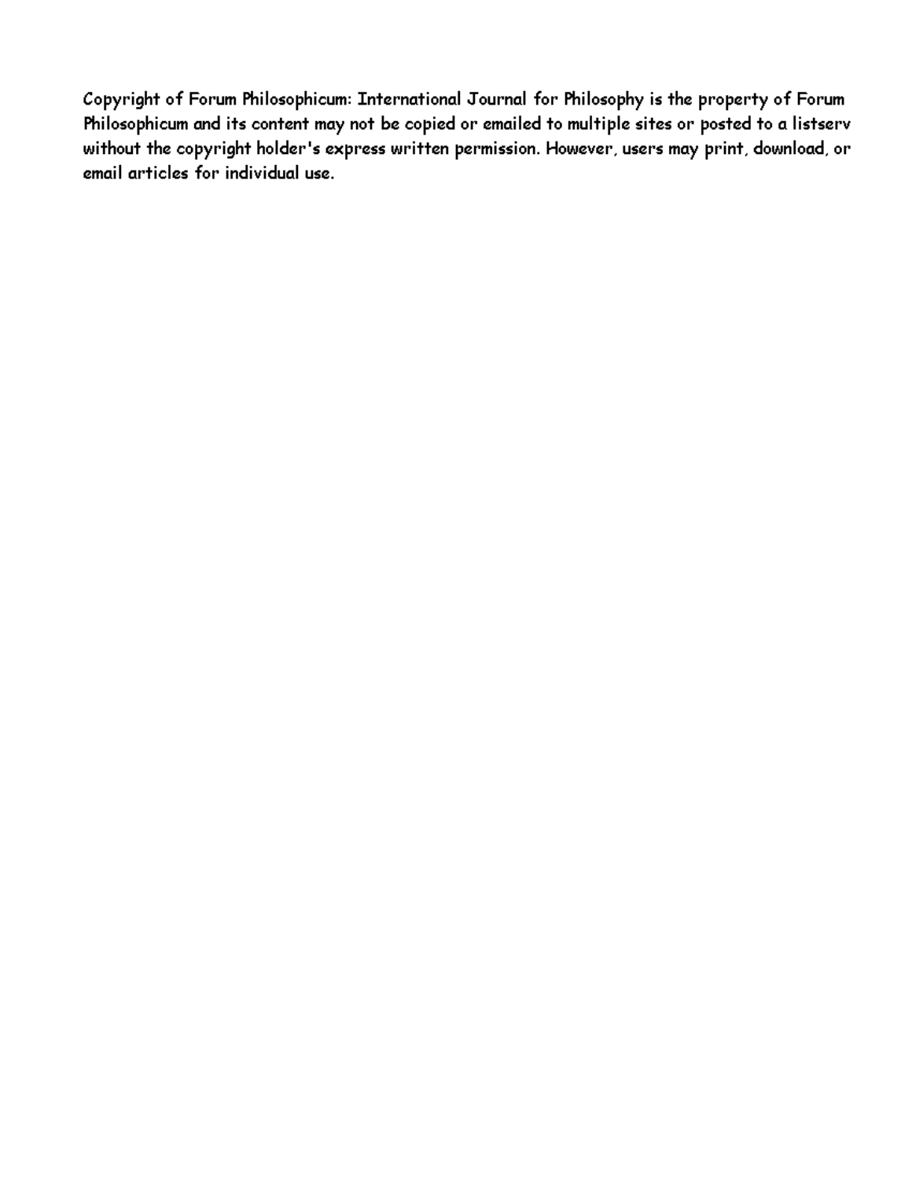Copyright of Forum Philosophicum: International Journal for Philosophy is the property of Forum Philosophicum and its content may not be copied or emailed to multiple sites or posted to a listserv without the copyright holder's express written permission. However, users may print, download, or email articles for individual use.